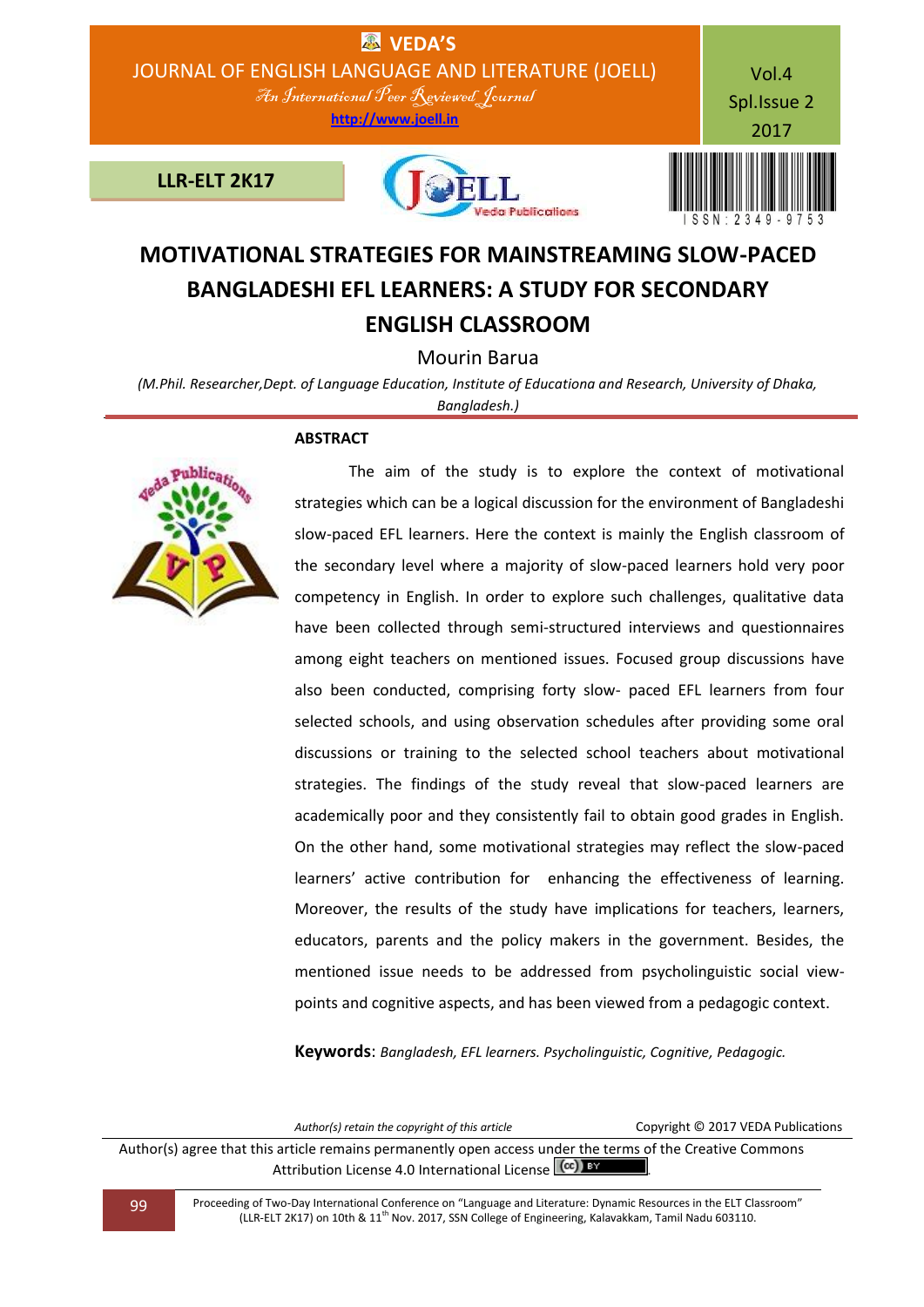# MOTIVATIONAL STRATEGIES FOR MAINSTREAMING SLOW-PACED BANGLADESHI EFL LEARNERS: A STUDY FOR SECONDARY ENGLISH CLASSROOM

Mourin Barua

*(M.Phil. Researcher,Dept. of Language Education, Institute of Educationa and Research, University of Dhaka, Bangladesh.)*

## ABSTRACT

The aim of the study is to explore the context of motivational strategies which can be a logical discussion for the environment of Bangladeshi slow-paced EFL learners. Here the context is mainly the English classroom of the secondary level where a majority of slow-paced learners hold very poor competency in English. In order to explore such challenges, qualitative data have been collected through semi-structured interviews and questionnaires among eight teachers on mentioned issues. Focused group discussions have also been conducted, comprising forty slow- paced EFL learners from four selected schools, and using observation schedules after providing some oral discussions or training to the selected school teachers about motivational strategies. The findings of the study reveal that slow-paced learners are academically poor and they consistently fail to obtain good grades in English. On the other hand, some motivational strategies may reflect the slow-paced learners' active contribution for enhancing the effectiveness of learning. Moreover, the results of the study have implications for teachers, learners, educators, parents and the policy makers in the government. Besides, the mentioned issue needs to be addressed from psycholinguistic social view-points and cognitive aspects, and has been viewed from a pedagogic context.

**Keywords**: *Bangladesh, EFL learners. Psycholinguistic, Cognitive, Pedagogic.*

*Author(s) retain the copyright of this article* Copyright © 2017 VEDA Publications

Author(s) agree that this article remains permanently open access under the terms of the Creative Commons Attribution License 4.0 International License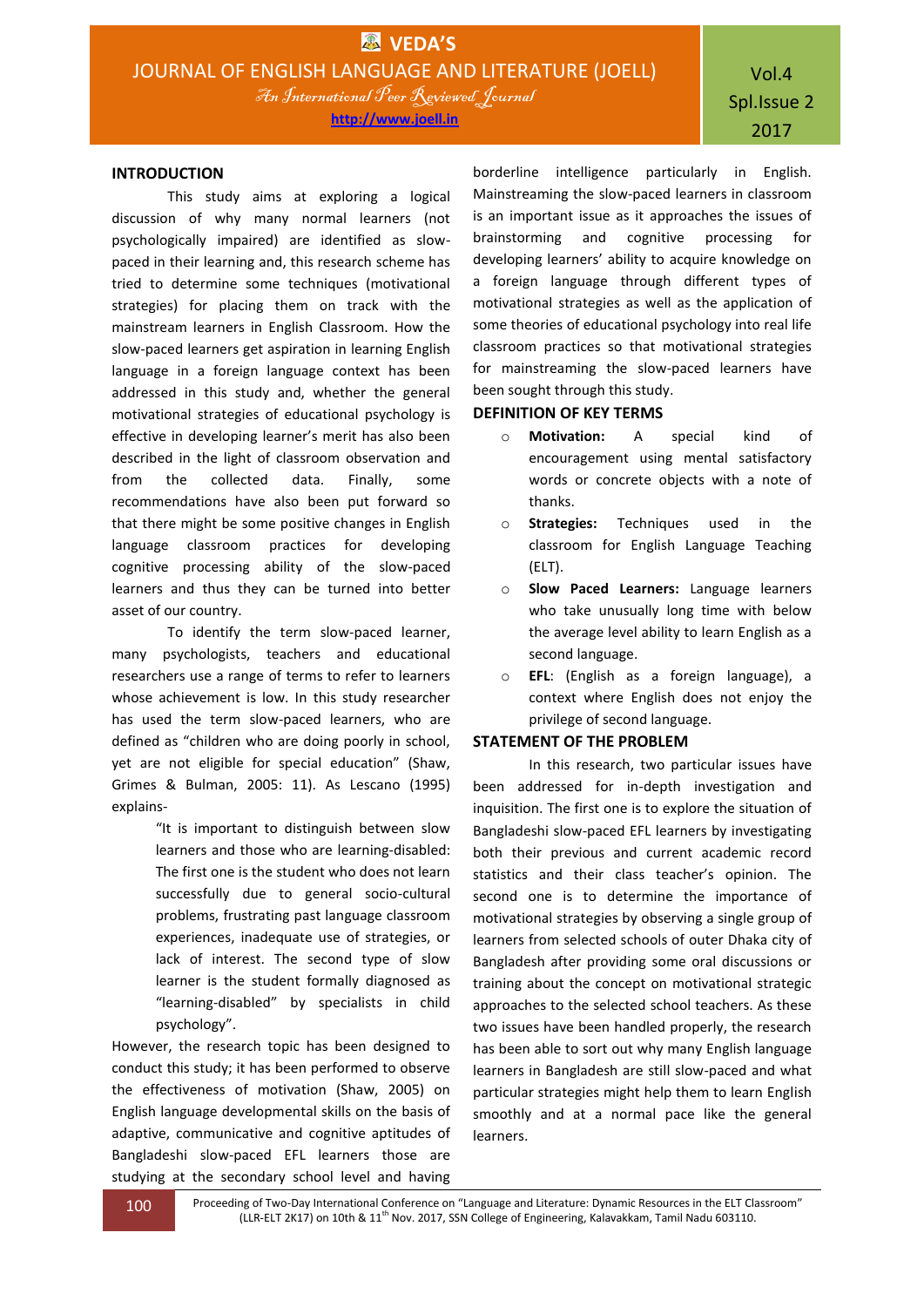## INTRODUCTION

This study aims at exploring a logical discussion of why many normal learners (not psychologically impaired) are identified as slow-paced in their learning and, this research scheme has tried to determine some techniques (motivational strategies) for placing them on track with the mainstream learners in English Classroom. How the slow-paced learners get aspiration in learning English language in a foreign language context has been addressed in this study and, whether the general motivational strategies of educational psychology is effective in developing learner's merit has also been described in the light of classroom observation and from the collected data. Finally, some recommendations have also been put forward so that there might be some positive changes in English language classroom practices for developing cognitive processing ability of the slow-paced learners and thus they can be turned into better asset of our country.

To identify the term slow-paced learner, many psychologists, teachers and educational researchers use a range of terms to refer to learners whose achievement is low. In this study researcher has used the term slow-paced learners, who are defined as "children who are doing poorly in school, yet are not eligible for special education" (Shaw, Grimes & Bulman, 2005: 11). As Lescano (1995) explains-

> "It is important to distinguish between slow learners and those who are learning-disabled: The first one is the student who does not learn successfully due to general socio-cultural problems, frustrating past language classroom experiences, inadequate use of strategies, or lack of interest. The second type of slow learner is the student formally diagnosed as "learning-disabled" by specialists in child psychology".

However, the research topic has been designed to conduct this study; it has been performed to observe the effectiveness of motivation (Shaw, 2005) on English language developmental skills on the basis of adaptive, communicative and cognitive aptitudes of Bangladeshi slow-paced EFL learners those are studying at the secondary school level and having borderline intelligence particularly in English. Mainstreaming the slow-paced learners in classroom is an important issue as it approaches the issues of brainstorming and cognitive processing for developing learners' ability to acquire knowledge on a foreign language through different types of motivational strategies as well as the application of some theories of educational psychology into real life classroom practices so that motivational strategies for mainstreaming the slow-paced learners have been sought through this study.

## DEFINITION OF KEY TERMS

- **Motivation:** A special kind of encouragement using mental satisfactory words or concrete objects with a note of thanks.
- **Strategies:** Techniques used in the classroom for English Language Teaching (ELT).
- **Slow Paced Learners:** Language learners who take unusually long time with below the average level ability to learn English as a second language.
- **EFL**: (English as a foreign language), a context where English does not enjoy the privilege of second language.

## STATEMENT OF THE PROBLEM

In this research, two particular issues have been addressed for in-depth investigation and inquisition. The first one is to explore the situation of Bangladeshi slow-paced EFL learners by investigating both their previous and current academic record statistics and their class teacher's opinion. The second one is to determine the importance of motivational strategies by observing a single group of learners from selected schools of outer Dhaka city of Bangladesh after providing some oral discussions or training about the concept on motivational strategic approaches to the selected school teachers. As these two issues have been handled properly, the research has been able to sort out why many English language learners in Bangladesh are still slow-paced and what particular strategies might help them to learn English smoothly and at a normal pace like the general learners.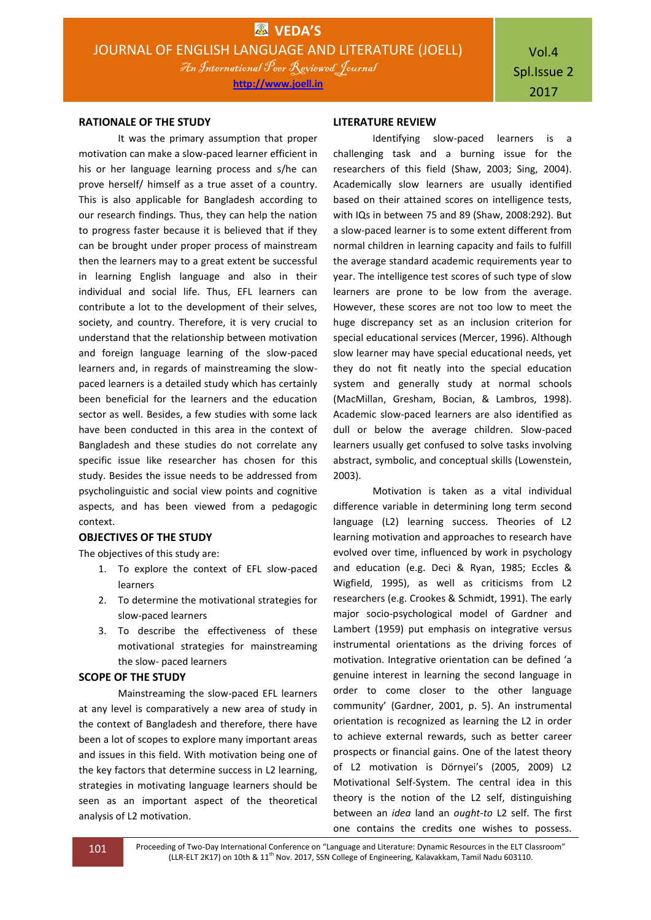## RATIONALE OF THE STUDY

It was the primary assumption that proper motivation can make a slow-paced learner efficient in his or her language learning process and s/he can prove herself/ himself as a true asset of a country. This is also applicable for Bangladesh according to our research findings. Thus, they can help the nation to progress faster because it is believed that if they can be brought under proper process of mainstream then the learners may to a great extent be successful in learning English language and also in their individual and social life. Thus, EFL learners can contribute a lot to the development of their selves, society, and country. Therefore, it is very crucial to understand that the relationship between motivation and foreign language learning of the slow-paced learners and, in regards of mainstreaming the slow-paced learners is a detailed study which has certainly been beneficial for the learners and the education sector as well. Besides, a few studies with some lack have been conducted in this area in the context of Bangladesh and these studies do not correlate any specific issue like researcher has chosen for this study. Besides the issue needs to be addressed from psycholinguistic and social view points and cognitive aspects, and has been viewed from a pedagogic context.

## OBJECTIVES OF THE STUDY

The objectives of this study are:

1. To explore the context of EFL slow-paced learners
2. To determine the motivational strategies for slow-paced learners
3. To describe the effectiveness of these motivational strategies for mainstreaming the slow- paced learners

## SCOPE OF THE STUDY

Mainstreaming the slow-paced EFL learners at any level is comparatively a new area of study in the context of Bangladesh and therefore, there have been a lot of scopes to explore many important areas and issues in this field. With motivation being one of the key factors that determine success in L2 learning, strategies in motivating language learners should be seen as an important aspect of the theoretical analysis of L2 motivation.

## LITERATURE REVIEW

Identifying slow-paced learners is a challenging task and a burning issue for the researchers of this field (Shaw, 2003; Sing, 2004). Academically slow learners are usually identified based on their attained scores on intelligence tests, with IQs in between 75 and 89 (Shaw, 2008:292). But a slow-paced learner is to some extent different from normal children in learning capacity and fails to fulfill the average standard academic requirements year to year. The intelligence test scores of such type of slow learners are prone to be low from the average. However, these scores are not too low to meet the huge discrepancy set as an inclusion criterion for special educational services (Mercer, 1996). Although slow learner may have special educational needs, yet they do not fit neatly into the special education system and generally study at normal schools (MacMillan, Gresham, Bocian, & Lambros, 1998). Academic slow-paced learners are also identified as dull or below the average children. Slow-paced learners usually get confused to solve tasks involving abstract, symbolic, and conceptual skills (Lowenstein, 2003).

Motivation is taken as a vital individual difference variable in determining long term second language (L2) learning success. Theories of L2 learning motivation and approaches to research have evolved over time, influenced by work in psychology and education (e.g. Deci & Ryan, 1985; Eccles & Wigfield, 1995), as well as criticisms from L2 researchers (e.g. Crookes & Schmidt, 1991). The early major socio-psychological model of Gardner and Lambert (1959) put emphasis on integrative versus instrumental orientations as the driving forces of motivation. Integrative orientation can be defined 'a genuine interest in learning the second language in order to come closer to the other language community' (Gardner, 2001, p. 5). An instrumental orientation is recognized as learning the L2 in order to achieve external rewards, such as better career prospects or financial gains. One of the latest theory of L2 motivation is Dörnyei's (2005, 2009) L2 Motivational Self-System. The central idea in this theory is the notion of the L2 self, distinguishing between an *idea* land an *ought-to* L2 self. The first one contains the credits one wishes to possess.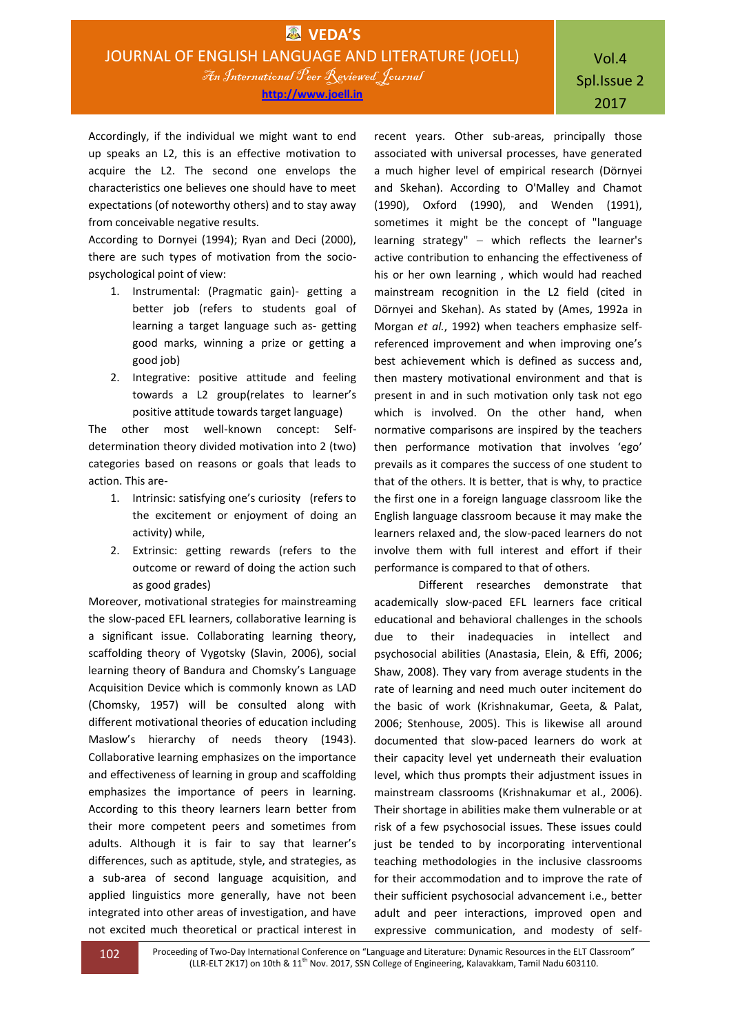Accordingly, if the individual we might want to end up speaks an L2, this is an effective motivation to acquire the L2. The second one envelops the characteristics one believes one should have to meet expectations (of noteworthy others) and to stay away from conceivable negative results.

According to Dornyei (1994); Ryan and Deci (2000), there are such types of motivation from the socio-psychological point of view:

1. Instrumental: (Pragmatic gain)- getting a better job (refers to students goal of learning a target language such as- getting good marks, winning a prize or getting a good job)
2. Integrative: positive attitude and feeling towards a L2 group(relates to learner's positive attitude towards target language)

The other most well-known concept: Self-determination theory divided motivation into 2 (two) categories based on reasons or goals that leads to action. This are-

1. Intrinsic: satisfying one's curiosity (refers to the excitement or enjoyment of doing an activity) while,
2. Extrinsic: getting rewards (refers to the outcome or reward of doing the action such as good grades)

Moreover, motivational strategies for mainstreaming the slow-paced EFL learners, collaborative learning is a significant issue. Collaborating learning theory, scaffolding theory of Vygotsky (Slavin, 2006), social learning theory of Bandura and Chomsky's Language Acquisition Device which is commonly known as LAD (Chomsky, 1957) will be consulted along with different motivational theories of education including Maslow's hierarchy of needs theory (1943). Collaborative learning emphasizes on the importance and effectiveness of learning in group and scaffolding emphasizes the importance of peers in learning. According to this theory learners learn better from their more competent peers and sometimes from adults. Although it is fair to say that learner's differences, such as aptitude, style, and strategies, as a sub-area of second language acquisition, and applied linguistics more generally, have not been integrated into other areas of investigation, and have not excited much theoretical or practical interest in recent years. Other sub-areas, principally those associated with universal processes, have generated a much higher level of empirical research (Dörnyei and Skehan). According to O'Malley and Chamot (1990), Oxford (1990), and Wenden (1991), sometimes it might be the concept of "language learning strategy" – which reflects the learner's active contribution to enhancing the effectiveness of his or her own learning , which would had reached mainstream recognition in the L2 field (cited in Dörnyei and Skehan). As stated by (Ames, 1992a in Morgan *et al.*, 1992) when teachers emphasize self-referenced improvement and when improving one's best achievement which is defined as success and, then mastery motivational environment and that is present in and in such motivation only task not ego which is involved. On the other hand, when normative comparisons are inspired by the teachers then performance motivation that involves 'ego' prevails as it compares the success of one student to that of the others. It is better, that is why, to practice the first one in a foreign language classroom like the English language classroom because it may make the learners relaxed and, the slow-paced learners do not involve them with full interest and effort if their performance is compared to that of others.

Different researches demonstrate that academically slow-paced EFL learners face critical educational and behavioral challenges in the schools due to their inadequacies in intellect and psychosocial abilities (Anastasia, Elein, & Effi, 2006; Shaw, 2008). They vary from average students in the rate of learning and need much outer incitement do the basic of work (Krishnakumar, Geeta, & Palat, 2006; Stenhouse, 2005). This is likewise all around documented that slow-paced learners do work at their capacity level yet underneath their evaluation level, which thus prompts their adjustment issues in mainstream classrooms (Krishnakumar et al., 2006). Their shortage in abilities make them vulnerable or at risk of a few psychosocial issues. These issues could just be tended to by incorporating interventional teaching methodologies in the inclusive classrooms for their accommodation and to improve the rate of their sufficient psychosocial advancement i.e., better adult and peer interactions, improved open and expressive communication, and modesty of self-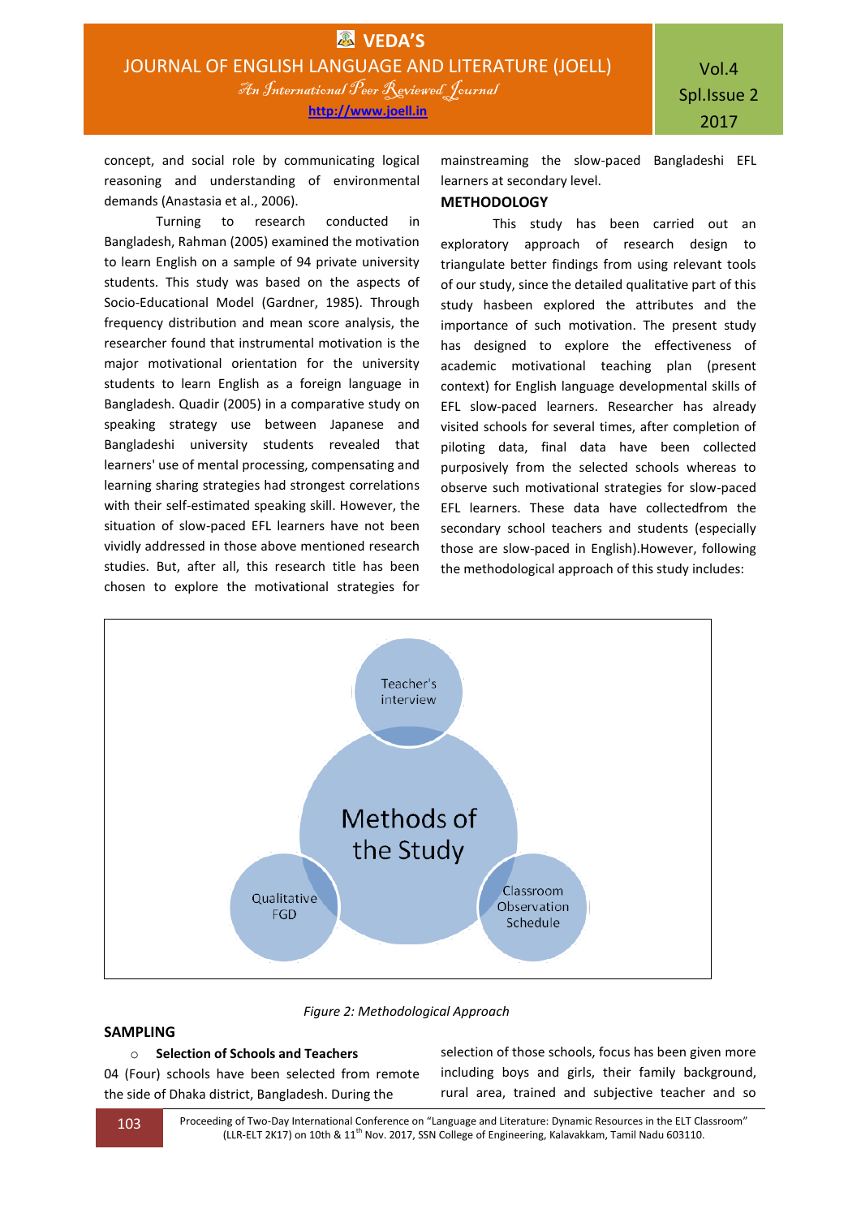concept, and social role by communicating logical reasoning and understanding of environmental demands (Anastasia et al., 2006).

Turning to research conducted in Bangladesh, Rahman (2005) examined the motivation to learn English on a sample of 94 private university students. This study was based on the aspects of Socio-Educational Model (Gardner, 1985). Through frequency distribution and mean score analysis, the researcher found that instrumental motivation is the major motivational orientation for the university students to learn English as a foreign language in Bangladesh. Quadir (2005) in a comparative study on speaking strategy use between Japanese and Bangladeshi university students revealed that learners' use of mental processing, compensating and learning sharing strategies had strongest correlations with their self-estimated speaking skill. However, the situation of slow-paced EFL learners have not been vividly addressed in those above mentioned research studies. But, after all, this research title has been chosen to explore the motivational strategies for mainstreaming the slow-paced Bangladeshi EFL learners at secondary level.

## METHODOLOGY

This study has been carried out an exploratory approach of research design to triangulate better findings from using relevant tools of our study, since the detailed qualitative part of this study hasbeen explored the attributes and the importance of such motivation. The present study has designed to explore the effectiveness of academic motivational teaching plan (present context) for English language developmental skills of EFL slow-paced learners. Researcher has already visited schools for several times, after completion of piloting data, final data have been collected purposively from the selected schools whereas to observe such motivational strategies for slow-paced EFL learners. These data have collectedfrom the secondary school teachers and students (especially those are slow-paced in English).However, following the methodological approach of this study includes:

Teacher's interview

Methods of the Study

Qualitative FGD

Classroom Observation Schedule

*Figure 2: Methodological Approach*

## SAMPLING

- **Selection of Schools and Teachers**

04 (Four) schools have been selected from remote the side of Dhaka district, Bangladesh. During the selection of those schools, focus has been given more including boys and girls, their family background, rural area, trained and subjective teacher and so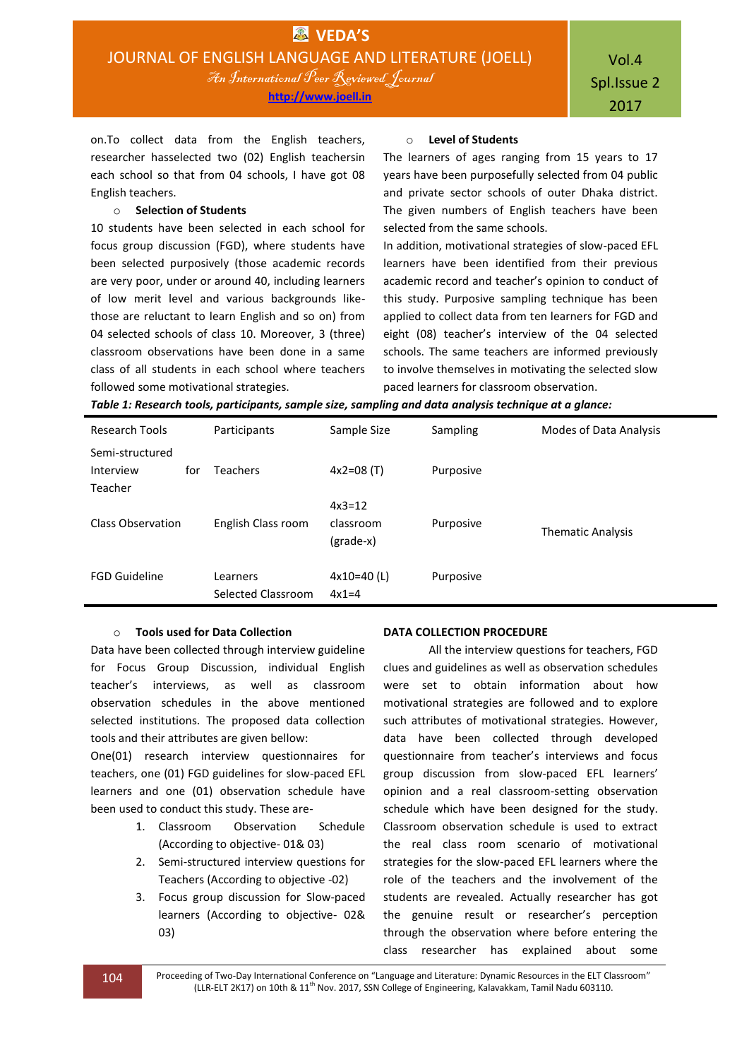on.To collect data from the English teachers, researcher hasselected two (02) English teachersin each school so that from 04 schools, I have got 08 English teachers.

- **Selection of Students**

10 students have been selected in each school for focus group discussion (FGD), where students have been selected purposively (those academic records are very poor, under or around 40, including learners of low merit level and various backgrounds like- those are reluctant to learn English and so on) from 04 selected schools of class 10. Moreover, 3 (three) classroom observations have been done in a same class of all students in each school where teachers followed some motivational strategies.

- **Level of Students**

The learners of ages ranging from 15 years to 17 years have been purposefully selected from 04 public and private sector schools of outer Dhaka district. The given numbers of English teachers have been selected from the same schools.

In addition, motivational strategies of slow-paced EFL learners have been identified from their previous academic record and teacher's opinion to conduct of this study. Purposive sampling technique has been applied to collect data from ten learners for FGD and eight (08) teacher's interview of the 04 selected schools. The same teachers are informed previously to involve themselves in motivating the selected slow paced learners for classroom observation.

***Table 1: Research tools, participants, sample size, sampling and data analysis technique at a glance:***

| Research Tools | Participants | Sample Size | Sampling | Modes of Data Analysis |
|---|---|---|---|---|
| Semi-structured Interview for Teacher | Teachers | 4x2=08 (T) | Purposive | |
| Class Observation | English Class room | 4x3=12 classroom (grade-x) | Purposive | Thematic Analysis |
| FGD Guideline | Learners<br>Selected Classroom | 4x10=40 (L)<br>4x1=4 | Purposive | |

- **Tools used for Data Collection**

Data have been collected through interview guideline for Focus Group Discussion, individual English teacher's interviews, as well as classroom observation schedules in the above mentioned selected institutions. The proposed data collection tools and their attributes are given bellow:

One(01) research interview questionnaires for teachers, one (01) FGD guidelines for slow-paced EFL learners and one (01) observation schedule have been used to conduct this study. These are-

1. Classroom Observation Schedule (According to objective- 01& 03)
2. Semi-structured interview questions for Teachers (According to objective -02)
3. Focus group discussion for Slow-paced learners (According to objective- 02& 03)

**DATA COLLECTION PROCEDURE**

All the interview questions for teachers, FGD clues and guidelines as well as observation schedules were set to obtain information about how motivational strategies are followed and to explore such attributes of motivational strategies. However, data have been collected through developed questionnaire from teacher's interviews and focus group discussion from slow-paced EFL learners' opinion and a real classroom-setting observation schedule which have been designed for the study. Classroom observation schedule is used to extract the real class room scenario of motivational strategies for the slow-paced EFL learners where the role of the teachers and the involvement of the students are revealed. Actually researcher has got the genuine result or researcher's perception through the observation where before entering the class researcher has explained about some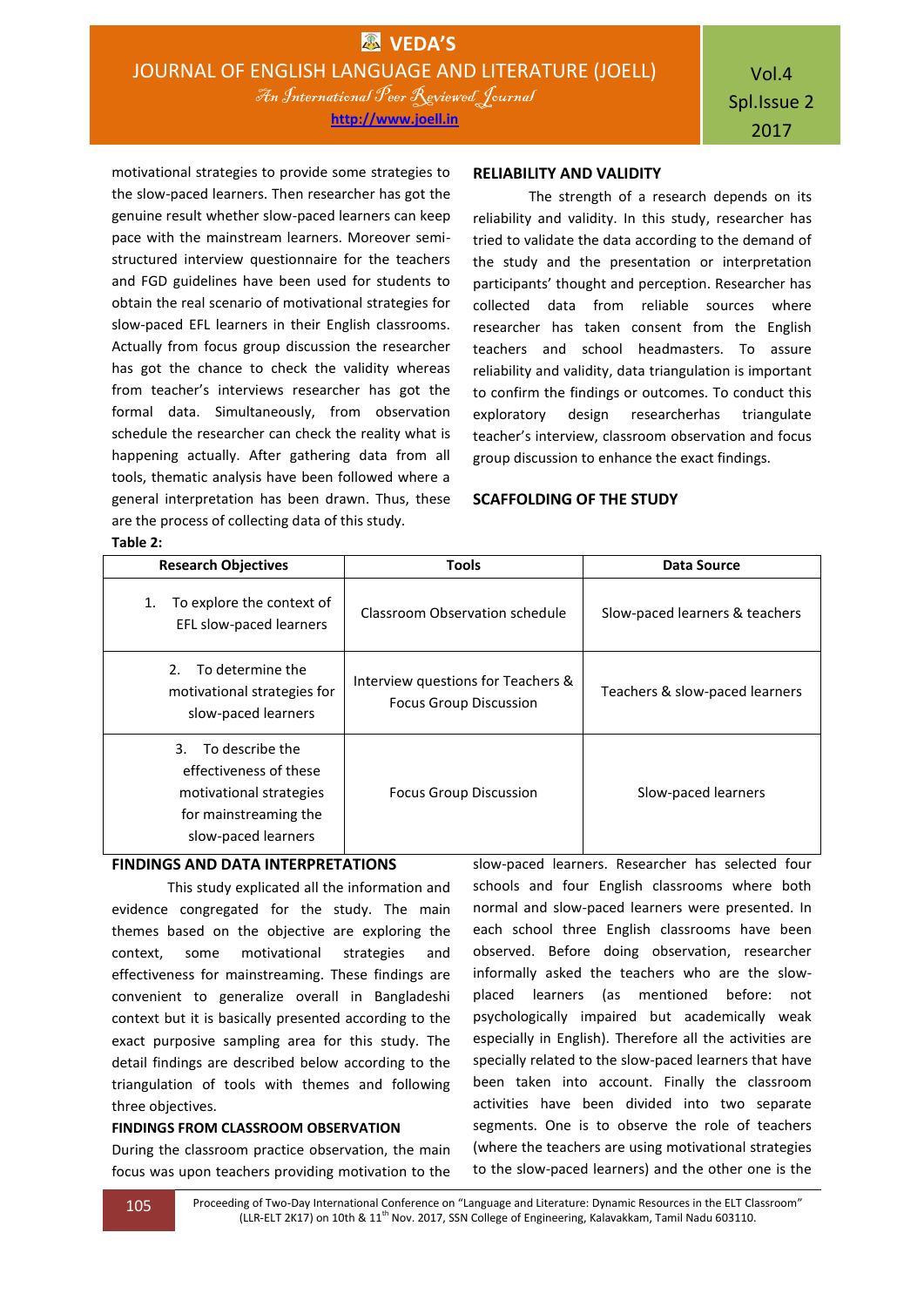motivational strategies to provide some strategies to the slow-paced learners. Then researcher has got the genuine result whether slow-paced learners can keep pace with the mainstream learners. Moreover semi-structured interview questionnaire for the teachers and FGD guidelines have been used for students to obtain the real scenario of motivational strategies for slow-paced EFL learners in their English classrooms. Actually from focus group discussion the researcher has got the chance to check the validity whereas from teacher's interviews researcher has got the formal data. Simultaneously, from observation schedule the researcher can check the reality what is happening actually. After gathering data from all tools, thematic analysis have been followed where a general interpretation has been drawn. Thus, these are the process of collecting data of this study.

## RELIABILITY AND VALIDITY

The strength of a research depends on its reliability and validity. In this study, researcher has tried to validate the data according to the demand of the study and the presentation or interpretation participants' thought and perception. Researcher has collected data from reliable sources where researcher has taken consent from the English teachers and school headmasters. To assure reliability and validity, data triangulation is important to confirm the findings or outcomes. To conduct this exploratory design researcherhas triangulate teacher's interview, classroom observation and focus group discussion to enhance the exact findings.

## SCAFFOLDING OF THE STUDY

**Table 2:**

| Research Objectives | Tools | Data Source |
|---|---|---|
| 1. To explore the context of EFL slow-paced learners | Classroom Observation schedule | Slow-paced learners & teachers |
| 2. To determine the motivational strategies for slow-paced learners | Interview questions for Teachers & Focus Group Discussion | Teachers & slow-paced learners |
| 3. To describe the effectiveness of these motivational strategies for mainstreaming the slow-paced learners | Focus Group Discussion | Slow-paced learners |

## FINDINGS AND DATA INTERPRETATIONS

This study explicated all the information and evidence congregated for the study. The main themes based on the objective are exploring the context, some motivational strategies and effectiveness for mainstreaming. These findings are convenient to generalize overall in Bangladeshi context but it is basically presented according to the exact purposive sampling area for this study. The detail findings are described below according to the triangulation of tools with themes and following three objectives.

### FINDINGS FROM CLASSROOM OBSERVATION

During the classroom practice observation, the main focus was upon teachers providing motivation to the slow-paced learners. Researcher has selected four schools and four English classrooms where both normal and slow-paced learners were presented. In each school three English classrooms have been observed. Before doing observation, researcher informally asked the teachers who are the slow-placed learners (as mentioned before: not psychologically impaired but academically weak especially in English). Therefore all the activities are specially related to the slow-paced learners that have been taken into account. Finally the classroom activities have been divided into two separate segments. One is to observe the role of teachers (where the teachers are using motivational strategies to the slow-paced learners) and the other one is the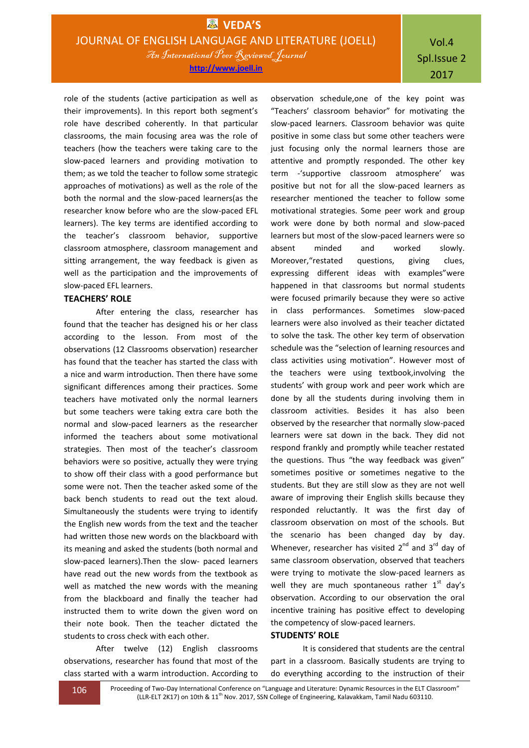role of the students (active participation as well as their improvements). In this report both segment's role have described coherently. In that particular classrooms, the main focusing area was the role of teachers (how the teachers were taking care to the slow-paced learners and providing motivation to them; as we told the teacher to follow some strategic approaches of motivations) as well as the role of the both the normal and the slow-paced learners(as the researcher know before who are the slow-paced EFL learners). The key terms are identified according to the teacher's classroom behavior, supportive classroom atmosphere, classroom management and sitting arrangement, the way feedback is given as well as the participation and the improvements of slow-paced EFL learners.

**TEACHERS' ROLE**

After entering the class, researcher has found that the teacher has designed his or her class according to the lesson. From most of the observations (12 Classrooms observation) researcher has found that the teacher has started the class with a nice and warm introduction. Then there have some significant differences among their practices. Some teachers have motivated only the normal learners but some teachers were taking extra care both the normal and slow-paced learners as the researcher informed the teachers about some motivational strategies. Then most of the teacher's classroom behaviors were so positive, actually they were trying to show off their class with a good performance but some were not. Then the teacher asked some of the back bench students to read out the text aloud. Simultaneously the students were trying to identify the English new words from the text and the teacher had written those new words on the blackboard with its meaning and asked the students (both normal and slow-paced learners).Then the slow- paced learners have read out the new words from the textbook as well as matched the new words with the meaning from the blackboard and finally the teacher had instructed them to write down the given word on their note book. Then the teacher dictated the students to cross check with each other.

After twelve (12) English classrooms observations, researcher has found that most of the class started with a warm introduction. According to observation schedule,one of the key point was "Teachers' classroom behavior" for motivating the slow-paced learners. Classroom behavior was quite positive in some class but some other teachers were just focusing only the normal learners those are attentive and promptly responded. The other key term -'supportive classroom atmosphere' was positive but not for all the slow-paced learners as researcher mentioned the teacher to follow some motivational strategies. Some peer work and group work were done by both normal and slow-paced learners but most of the slow-paced learners were so absent minded and worked slowly. Moreover,"restated questions, giving clues, expressing different ideas with examples"were happened in that classrooms but normal students were focused primarily because they were so active in class performances. Sometimes slow-paced learners were also involved as their teacher dictated to solve the task. The other key term of observation schedule was the "selection of learning resources and class activities using motivation". However most of the teachers were using textbook,involving the students' with group work and peer work which are done by all the students during involving them in classroom activities. Besides it has also been observed by the researcher that normally slow-paced learners were sat down in the back. They did not respond frankly and promptly while teacher restated the questions. Thus "the way feedback was given" sometimes positive or sometimes negative to the students. But they are still slow as they are not well aware of improving their English skills because they responded reluctantly. It was the first day of classroom observation on most of the schools. But the scenario has been changed day by day. Whenever, researcher has visited 2nd and 3rd day of same classroom observation, observed that teachers were trying to motivate the slow-paced learners as well they are much spontaneous rather 1st day's observation. According to our observation the oral incentive training has positive effect to developing the competency of slow-paced learners.

**STUDENTS' ROLE**

It is considered that students are the central part in a classroom. Basically students are trying to do everything according to the instruction of their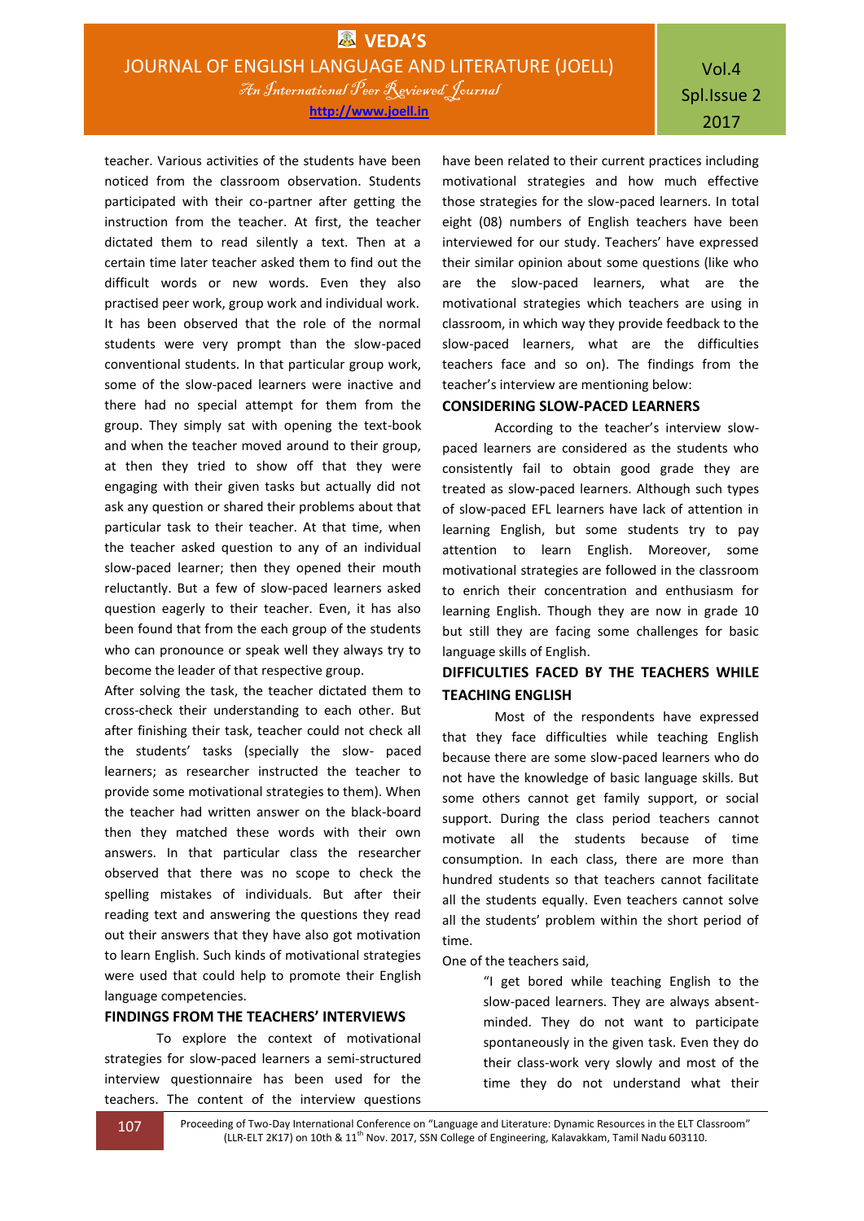teacher. Various activities of the students have been noticed from the classroom observation. Students participated with their co-partner after getting the instruction from the teacher. At first, the teacher dictated them to read silently a text. Then at a certain time later teacher asked them to find out the difficult words or new words. Even they also practised peer work, group work and individual work. It has been observed that the role of the normal students were very prompt than the slow-paced conventional students. In that particular group work, some of the slow-paced learners were inactive and there had no special attempt for them from the group. They simply sat with opening the text-book and when the teacher moved around to their group, at then they tried to show off that they were engaging with their given tasks but actually did not ask any question or shared their problems about that particular task to their teacher. At that time, when the teacher asked question to any of an individual slow-paced learner; then they opened their mouth reluctantly. But a few of slow-paced learners asked question eagerly to their teacher. Even, it has also been found that from the each group of the students who can pronounce or speak well they always try to become the leader of that respective group.

After solving the task, the teacher dictated them to cross-check their understanding to each other. But after finishing their task, teacher could not check all the students' tasks (specially the slow- paced learners; as researcher instructed the teacher to provide some motivational strategies to them). When the teacher had written answer on the black-board then they matched these words with their own answers. In that particular class the researcher observed that there was no scope to check the spelling mistakes of individuals. But after their reading text and answering the questions they read out their answers that they have also got motivation to learn English. Such kinds of motivational strategies were used that could help to promote their English language competencies.

## FINDINGS FROM THE TEACHERS' INTERVIEWS

To explore the context of motivational strategies for slow-paced learners a semi-structured interview questionnaire has been used for the teachers. The content of the interview questions have been related to their current practices including motivational strategies and how much effective those strategies for the slow-paced learners. In total eight (08) numbers of English teachers have been interviewed for our study. Teachers' have expressed their similar opinion about some questions (like who are the slow-paced learners, what are the motivational strategies which teachers are using in classroom, in which way they provide feedback to the slow-paced learners, what are the difficulties teachers face and so on). The findings from the teacher's interview are mentioning below:

## CONSIDERING SLOW-PACED LEARNERS

According to the teacher's interview slow-paced learners are considered as the students who consistently fail to obtain good grade they are treated as slow-paced learners. Although such types of slow-paced EFL learners have lack of attention in learning English, but some students try to pay attention to learn English. Moreover, some motivational strategies are followed in the classroom to enrich their concentration and enthusiasm for learning English. Though they are now in grade 10 but still they are facing some challenges for basic language skills of English.

## DIFFICULTIES FACED BY THE TEACHERS WHILE TEACHING ENGLISH

Most of the respondents have expressed that they face difficulties while teaching English because there are some slow-paced learners who do not have the knowledge of basic language skills. But some others cannot get family support, or social support. During the class period teachers cannot motivate all the students because of time consumption. In each class, there are more than hundred students so that teachers cannot facilitate all the students equally. Even teachers cannot solve all the students' problem within the short period of time.

One of the teachers said,

> "I get bored while teaching English to the slow-paced learners. They are always absent-minded. They do not want to participate spontaneously in the given task. Even they do their class-work very slowly and most of the time they do not understand what their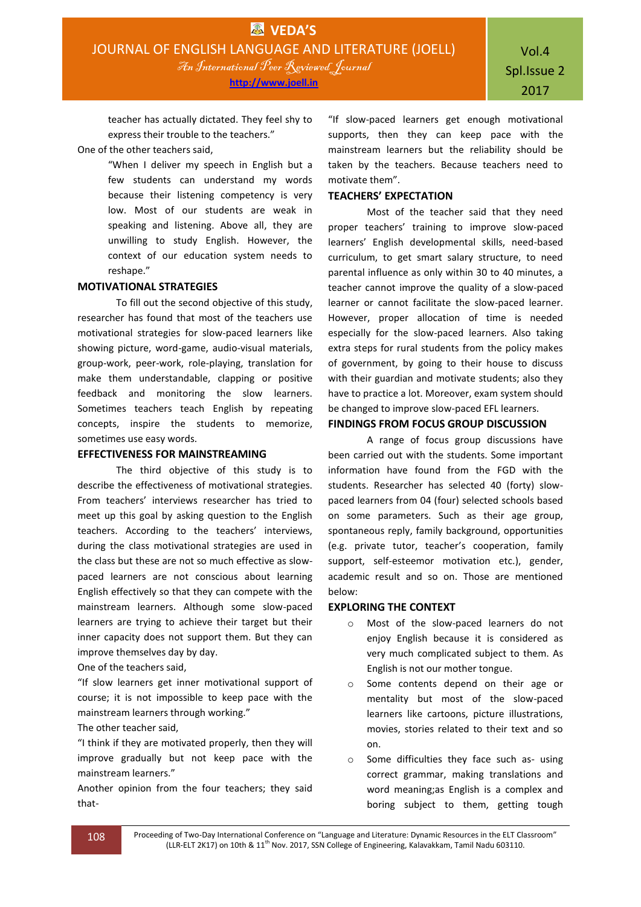teacher has actually dictated. They feel shy to express their trouble to the teachers."

One of the other teachers said,

> "When I deliver my speech in English but a few students can understand my words because their listening competency is very low. Most of our students are weak in speaking and listening. Above all, they are unwilling to study English. However, the context of our education system needs to reshape."

## MOTIVATIONAL STRATEGIES

To fill out the second objective of this study, researcher has found that most of the teachers use motivational strategies for slow-paced learners like showing picture, word-game, audio-visual materials, group-work, peer-work, role-playing, translation for make them understandable, clapping or positive feedback and monitoring the slow learners. Sometimes teachers teach English by repeating concepts, inspire the students to memorize, sometimes use easy words.

## EFFECTIVENESS FOR MAINSTREAMING

The third objective of this study is to describe the effectiveness of motivational strategies. From teachers' interviews researcher has tried to meet up this goal by asking question to the English teachers. According to the teachers' interviews, during the class motivational strategies are used in the class but these are not so much effective as slow-paced learners are not conscious about learning English effectively so that they can compete with the mainstream learners. Although some slow-paced learners are trying to achieve their target but their inner capacity does not support them. But they can improve themselves day by day.

One of the teachers said,

"If slow learners get inner motivational support of course; it is not impossible to keep pace with the mainstream learners through working."

The other teacher said,

"I think if they are motivated properly, then they will improve gradually but not keep pace with the mainstream learners."

Another opinion from the four teachers; they said that-

"If slow-paced learners get enough motivational supports, then they can keep pace with the mainstream learners but the reliability should be taken by the teachers. Because teachers need to motivate them".

## TEACHERS' EXPECTATION

Most of the teacher said that they need proper teachers' training to improve slow-paced learners' English developmental skills, need-based curriculum, to get smart salary structure, to need parental influence as only within 30 to 40 minutes, a teacher cannot improve the quality of a slow-paced learner or cannot facilitate the slow-paced learner. However, proper allocation of time is needed especially for the slow-paced learners. Also taking extra steps for rural students from the policy makes of government, by going to their house to discuss with their guardian and motivate students; also they have to practice a lot. Moreover, exam system should be changed to improve slow-paced EFL learners.

## FINDINGS FROM FOCUS GROUP DISCUSSION

A range of focus group discussions have been carried out with the students. Some important information have found from the FGD with the students. Researcher has selected 40 (forty) slow-paced learners from 04 (four) selected schools based on some parameters. Such as their age group, spontaneous reply, family background, opportunities (e.g. private tutor, teacher's cooperation, family support, self-esteemor motivation etc.), gender, academic result and so on. Those are mentioned below:

## EXPLORING THE CONTEXT

- Most of the slow-paced learners do not enjoy English because it is considered as very much complicated subject to them. As English is not our mother tongue.
- Some contents depend on their age or mentality but most of the slow-paced learners like cartoons, picture illustrations, movies, stories related to their text and so on.
- Some difficulties they face such as- using correct grammar, making translations and word meaning;as English is a complex and boring subject to them, getting tough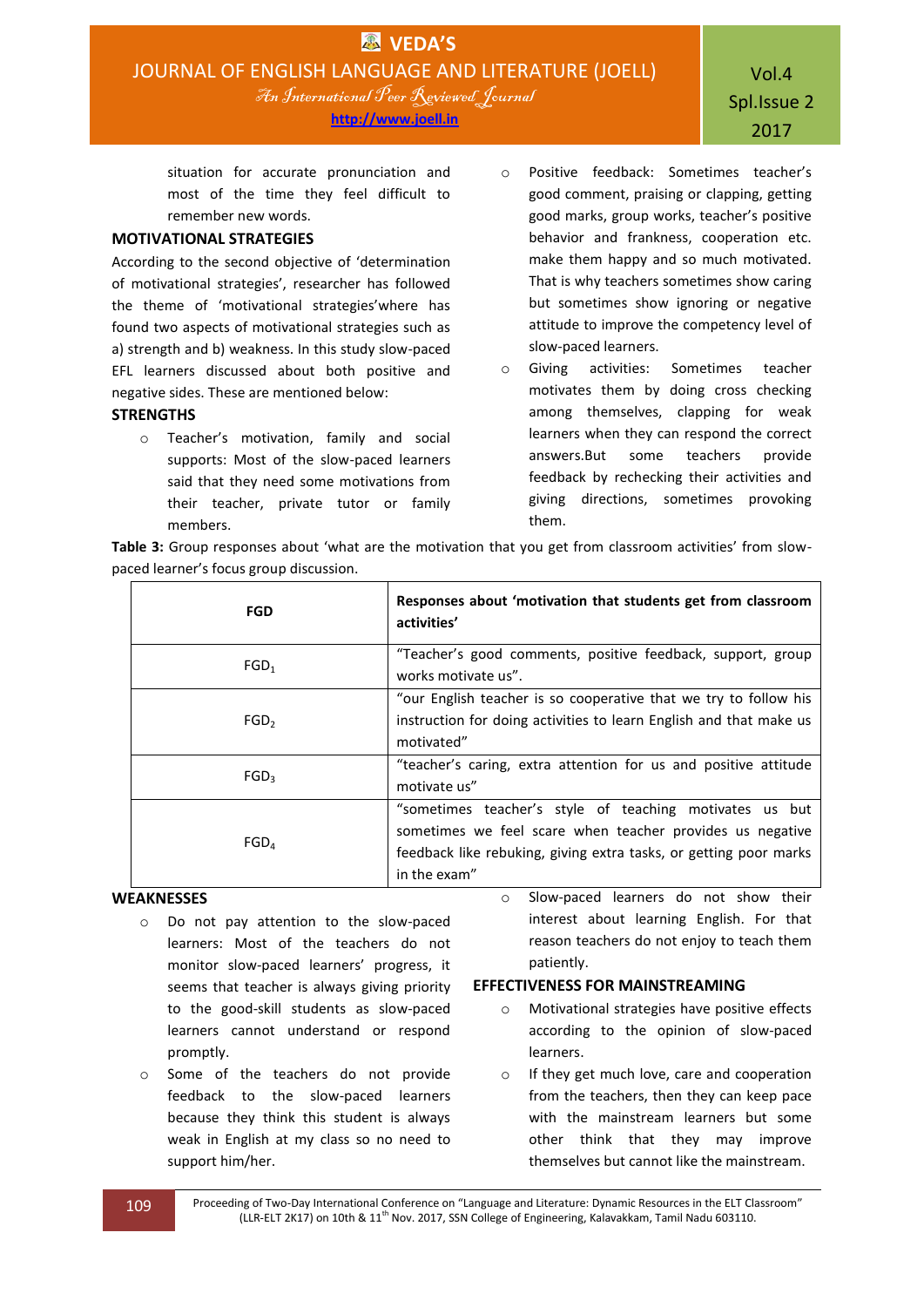situation for accurate pronunciation and most of the time they feel difficult to remember new words.

## MOTIVATIONAL STRATEGIES

According to the second objective of 'determination of motivational strategies', researcher has followed the theme of 'motivational strategies'where has found two aspects of motivational strategies such as a) strength and b) weakness. In this study slow-paced EFL learners discussed about both positive and negative sides. These are mentioned below:

### STRENGTHS

- Teacher's motivation, family and social supports: Most of the slow-paced learners said that they need some motivations from their teacher, private tutor or family members.
- Positive feedback: Sometimes teacher's good comment, praising or clapping, getting good marks, group works, teacher's positive behavior and frankness, cooperation etc. make them happy and so much motivated. That is why teachers sometimes show caring but sometimes show ignoring or negative attitude to improve the competency level of slow-paced learners.
- Giving activities: Sometimes teacher motivates them by doing cross checking among themselves, clapping for weak learners when they can respond the correct answers.But some teachers provide feedback by rechecking their activities and giving directions, sometimes provoking them.

**Table 3:** Group responses about 'what are the motivation that you get from classroom activities' from slow-paced learner's focus group discussion.

| FGD | Responses about 'motivation that students get from classroom activities' |
|---|---|
| $FGD_1$ | "Teacher's good comments, positive feedback, support, group works motivate us". |
| $FGD_2$ | "our English teacher is so cooperative that we try to follow his instruction for doing activities to learn English and that make us motivated" |
| $FGD_3$ | "teacher's caring, extra attention for us and positive attitude motivate us" |
| $FGD_4$ | "sometimes teacher's style of teaching motivates us but sometimes we feel scare when teacher provides us negative feedback like rebuking, giving extra tasks, or getting poor marks in the exam" |

### WEAKNESSES

- Do not pay attention to the slow-paced learners: Most of the teachers do not monitor slow-paced learners' progress, it seems that teacher is always giving priority to the good-skill students as slow-paced learners cannot understand or respond promptly.
- Some of the teachers do not provide feedback to the slow-paced learners because they think this student is always weak in English at my class so no need to support him/her.
- Slow-paced learners do not show their interest about learning English. For that reason teachers do not enjoy to teach them patiently.

## EFFECTIVENESS FOR MAINSTREAMING

- Motivational strategies have positive effects according to the opinion of slow-paced learners.
- If they get much love, care and cooperation from the teachers, then they can keep pace with the mainstream learners but some other think that they may improve themselves but cannot like the mainstream.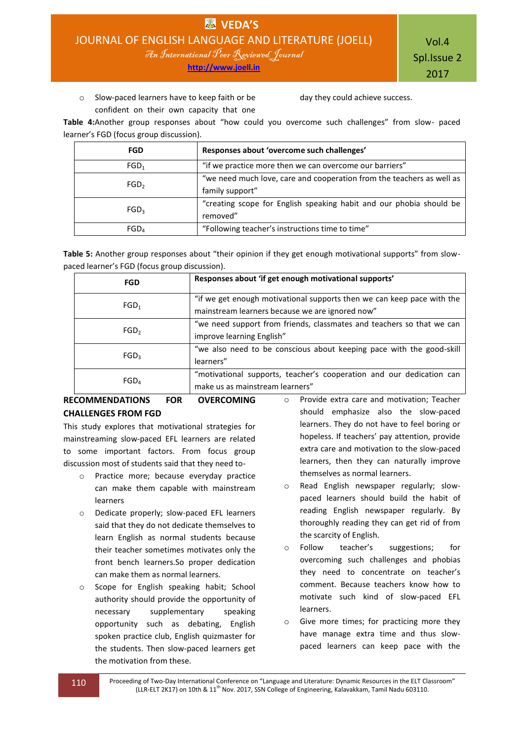- Slow-paced learners have to keep faith or be confident on their own capacity that one day they could achieve success.

**Table 4:**Another group responses about "how could you overcome such challenges" from slow- paced learner's FGD (focus group discussion).

| FGD | Responses about 'overcome such challenges' |
|---|---|
| $FGD_1$ | "if we practice more then we can overcome our barriers" |
| $FGD_2$ | "we need much love, care and cooperation from the teachers as well as family support" |
| $FGD_3$ | "creating scope for English speaking habit and our phobia should be removed" |
| $FGD_4$ | "Following teacher's instructions time to time" |

**Table 5:** Another group responses about "their opinion if they get enough motivational supports" from slow-paced learner's FGD (focus group discussion).

| FGD | Responses about 'if get enough motivational supports' |
|---|---|
| $FGD_1$ | "if we get enough motivational supports then we can keep pace with the mainstream learners because we are ignored now" |
| $FGD_2$ | "we need support from friends, classmates and teachers so that we can improve learning English" |
| $FGD_3$ | "we also need to be conscious about keeping pace with the good-skill learners" |
| $FGD_4$ | "motivational supports, teacher's cooperation and our dedication can make us as mainstream learners" |

## RECOMMENDATIONS FOR OVERCOMING CHALLENGES FROM FGD

This study explores that motivational strategies for mainstreaming slow-paced EFL learners are related to some important factors. From focus group discussion most of students said that they need to-

- Practice more; because everyday practice can make them capable with mainstream learners
- Dedicate properly; slow-paced EFL learners said that they do not dedicate themselves to learn English as normal students because their teacher sometimes motivates only the front bench learners.So proper dedication can make them as normal learners.
- Scope for English speaking habit; School authority should provide the opportunity of necessary supplementary speaking opportunity such as debating, English spoken practice club, English quizmaster for the students. Then slow-paced learners get the motivation from these.
- Provide extra care and motivation; Teacher should emphasize also the slow-paced learners. They do not have to feel boring or hopeless. If teachers' pay attention, provide extra care and motivation to the slow-paced learners, then they can naturally improve themselves as normal learners.
- Read English newspaper regularly; slow-paced learners should build the habit of reading English newspaper regularly. By thoroughly reading they can get rid of from the scarcity of English.
- Follow teacher's suggestions; for overcoming such challenges and phobias they need to concentrate on teacher's comment. Because teachers know how to motivate such kind of slow-paced EFL learners.
- Give more times; for practicing more they have manage extra time and thus slow-paced learners can keep pace with the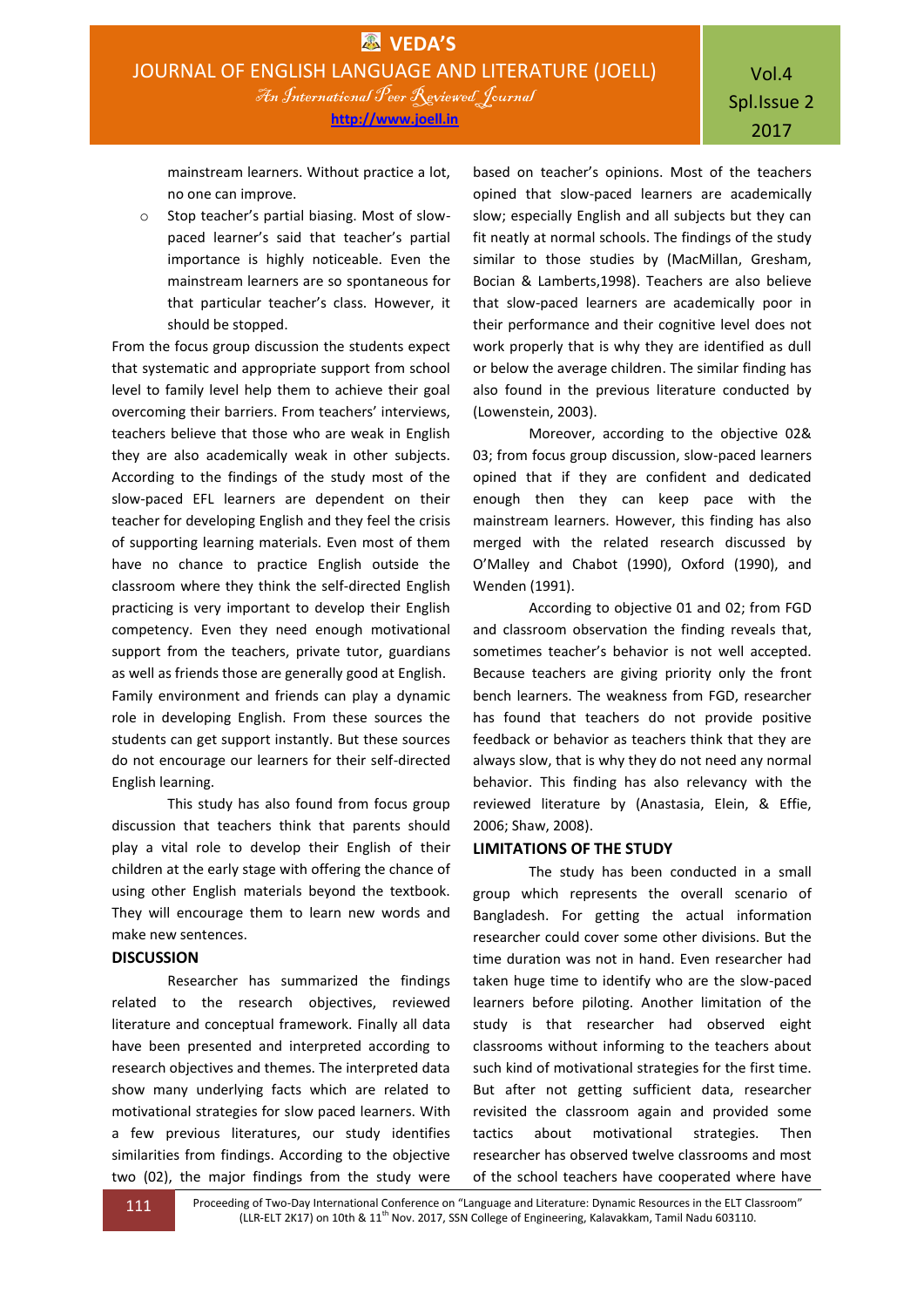mainstream learners. Without practice a lot, no one can improve.

- Stop teacher's partial biasing. Most of slow-paced learner's said that teacher's partial importance is highly noticeable. Even the mainstream learners are so spontaneous for that particular teacher's class. However, it should be stopped.

From the focus group discussion the students expect that systematic and appropriate support from school level to family level help them to achieve their goal overcoming their barriers. From teachers' interviews, teachers believe that those who are weak in English they are also academically weak in other subjects. According to the findings of the study most of the slow-paced EFL learners are dependent on their teacher for developing English and they feel the crisis of supporting learning materials. Even most of them have no chance to practice English outside the classroom where they think the self-directed English practicing is very important to develop their English competency. Even they need enough motivational support from the teachers, private tutor, guardians as well as friends those are generally good at English. Family environment and friends can play a dynamic role in developing English. From these sources the students can get support instantly. But these sources do not encourage our learners for their self-directed English learning.

This study has also found from focus group discussion that teachers think that parents should play a vital role to develop their English of their children at the early stage with offering the chance of using other English materials beyond the textbook. They will encourage them to learn new words and make new sentences.

## DISCUSSION

Researcher has summarized the findings related to the research objectives, reviewed literature and conceptual framework. Finally all data have been presented and interpreted according to research objectives and themes. The interpreted data show many underlying facts which are related to motivational strategies for slow paced learners. With a few previous literatures, our study identifies similarities from findings. According to the objective two (02), the major findings from the study were based on teacher's opinions. Most of the teachers opined that slow-paced learners are academically slow; especially English and all subjects but they can fit neatly at normal schools. The findings of the study similar to those studies by (MacMillan, Gresham, Bocian & Lamberts,1998). Teachers are also believe that slow-paced learners are academically poor in their performance and their cognitive level does not work properly that is why they are identified as dull or below the average children. The similar finding has also found in the previous literature conducted by (Lowenstein, 2003).

Moreover, according to the objective 02& 03; from focus group discussion, slow-paced learners opined that if they are confident and dedicated enough then they can keep pace with the mainstream learners. However, this finding has also merged with the related research discussed by O'Malley and Chabot (1990), Oxford (1990), and Wenden (1991).

According to objective 01 and 02; from FGD and classroom observation the finding reveals that, sometimes teacher's behavior is not well accepted. Because teachers are giving priority only the front bench learners. The weakness from FGD, researcher has found that teachers do not provide positive feedback or behavior as teachers think that they are always slow, that is why they do not need any normal behavior. This finding has also relevancy with the reviewed literature by (Anastasia, Elein, & Effie, 2006; Shaw, 2008).

## LIMITATIONS OF THE STUDY

The study has been conducted in a small group which represents the overall scenario of Bangladesh. For getting the actual information researcher could cover some other divisions. But the time duration was not in hand. Even researcher had taken huge time to identify who are the slow-paced learners before piloting. Another limitation of the study is that researcher had observed eight classrooms without informing to the teachers about such kind of motivational strategies for the first time. But after not getting sufficient data, researcher revisited the classroom again and provided some tactics about motivational strategies. Then researcher has observed twelve classrooms and most of the school teachers have cooperated where have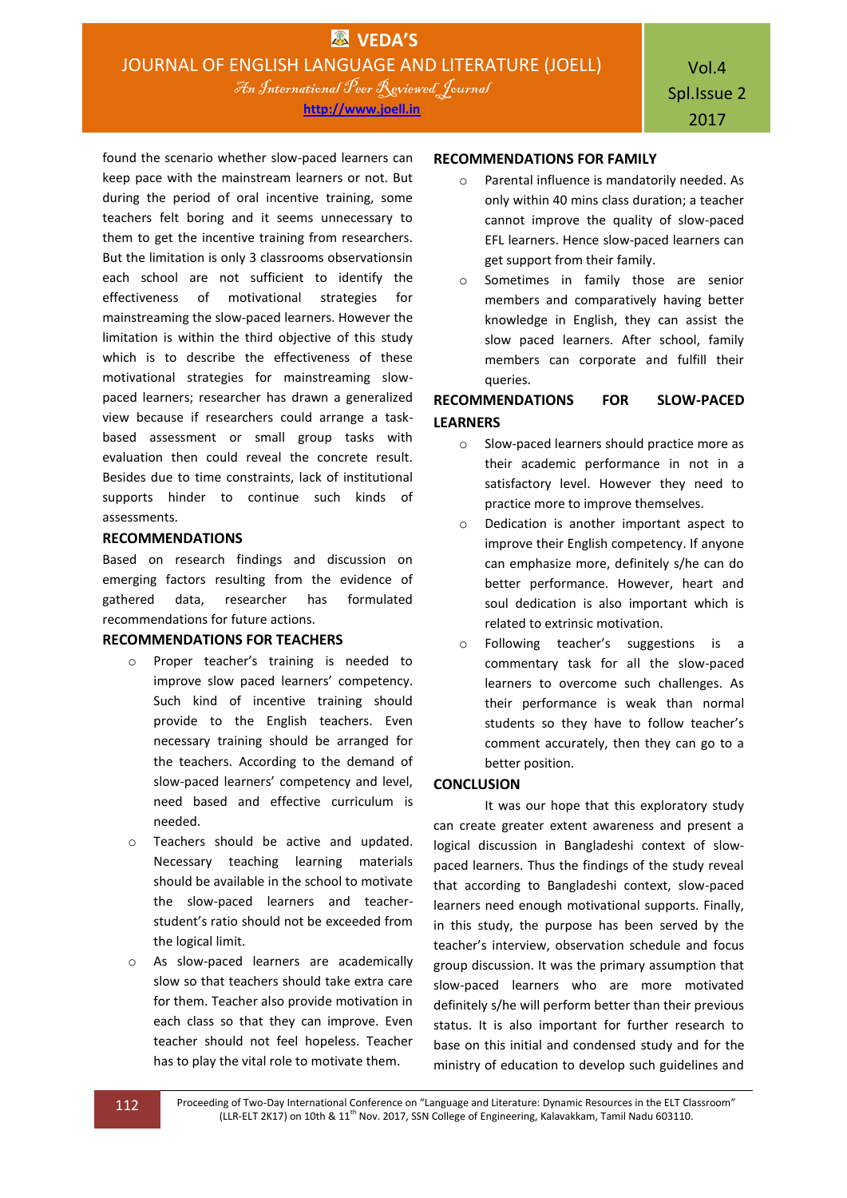found the scenario whether slow-paced learners can keep pace with the mainstream learners or not. But during the period of oral incentive training, some teachers felt boring and it seems unnecessary to them to get the incentive training from researchers. But the limitation is only 3 classrooms observationsin each school are not sufficient to identify the effectiveness of motivational strategies for mainstreaming the slow-paced learners. However the limitation is within the third objective of this study which is to describe the effectiveness of these motivational strategies for mainstreaming slow-paced learners; researcher has drawn a generalized view because if researchers could arrange a task-based assessment or small group tasks with evaluation then could reveal the concrete result. Besides due to time constraints, lack of institutional supports hinder to continue such kinds of assessments.

## RECOMMENDATIONS

Based on research findings and discussion on emerging factors resulting from the evidence of gathered data, researcher has formulated recommendations for future actions.

### RECOMMENDATIONS FOR TEACHERS

- Proper teacher's training is needed to improve slow paced learners' competency. Such kind of incentive training should provide to the English teachers. Even necessary training should be arranged for the teachers. According to the demand of slow-paced learners' competency and level, need based and effective curriculum is needed.
- Teachers should be active and updated. Necessary teaching learning materials should be available in the school to motivate the slow-paced learners and teacher-student's ratio should not be exceeded from the logical limit.
- As slow-paced learners are academically slow so that teachers should take extra care for them. Teacher also provide motivation in each class so that they can improve. Even teacher should not feel hopeless. Teacher has to play the vital role to motivate them.

### RECOMMENDATIONS FOR FAMILY

- Parental influence is mandatorily needed. As only within 40 mins class duration; a teacher cannot improve the quality of slow-paced EFL learners. Hence slow-paced learners can get support from their family.
- Sometimes in family those are senior members and comparatively having better knowledge in English, they can assist the slow paced learners. After school, family members can corporate and fulfill their queries.

### RECOMMENDATIONS FOR SLOW-PACED LEARNERS

- Slow-paced learners should practice more as their academic performance in not in a satisfactory level. However they need to practice more to improve themselves.
- Dedication is another important aspect to improve their English competency. If anyone can emphasize more, definitely s/he can do better performance. However, heart and soul dedication is also important which is related to extrinsic motivation.
- Following teacher's suggestions is a commentary task for all the slow-paced learners to overcome such challenges. As their performance is weak than normal students so they have to follow teacher's comment accurately, then they can go to a better position.

## CONCLUSION

It was our hope that this exploratory study can create greater extent awareness and present a logical discussion in Bangladeshi context of slow-paced learners. Thus the findings of the study reveal that according to Bangladeshi context, slow-paced learners need enough motivational supports. Finally, in this study, the purpose has been served by the teacher's interview, observation schedule and focus group discussion. It was the primary assumption that slow-paced learners who are more motivated definitely s/he will perform better than their previous status. It is also important for further research to base on this initial and condensed study and for the ministry of education to develop such guidelines and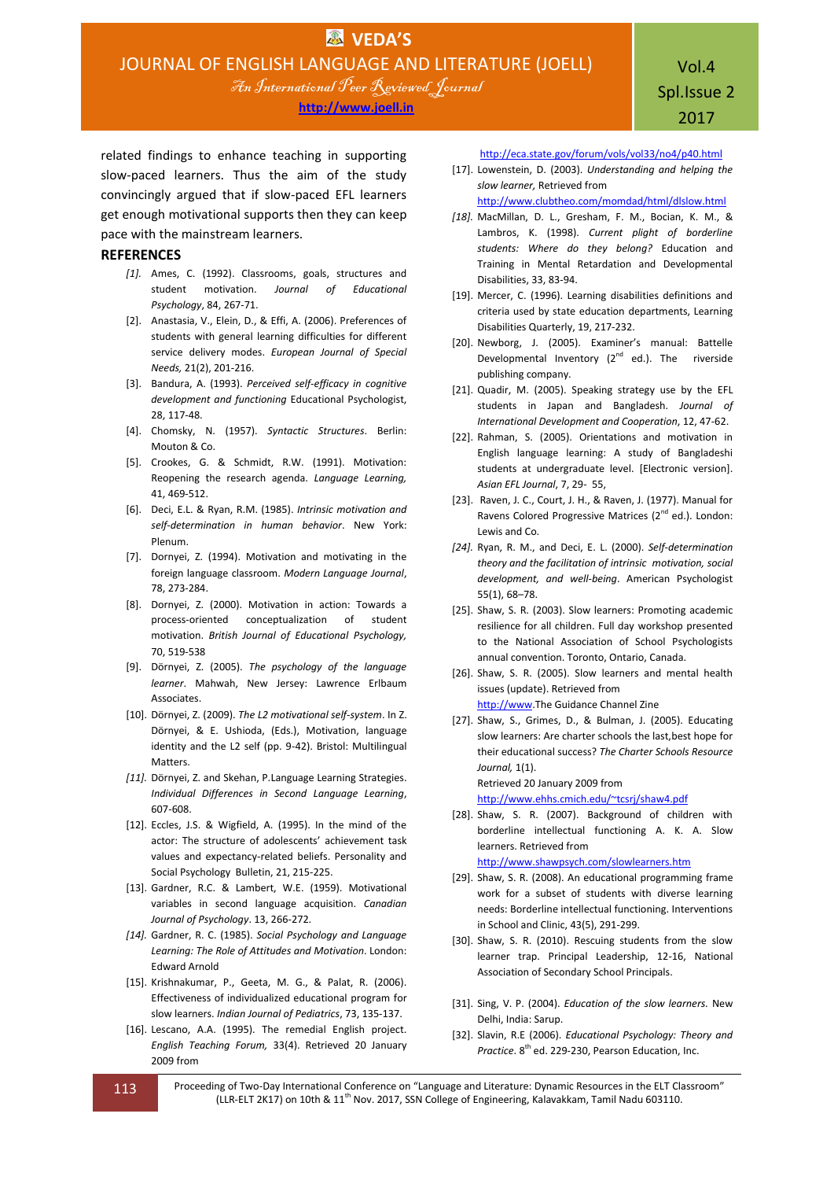related findings to enhance teaching in supporting slow-paced learners. Thus the aim of the study convincingly argued that if slow-paced EFL learners get enough motivational supports then they can keep pace with the mainstream learners.

## REFERENCES

*[1].* Ames, C. (1992). Classrooms, goals, structures and student motivation. *Journal of Educational Psychology*, 84, 267-71.

[2]. Anastasia, V., Elein, D., & Effi, A. (2006). Preferences of students with general learning difficulties for different service delivery modes. *European Journal of Special Needs,* 21(2), 201-216.

[3]. Bandura, A. (1993). *Perceived self-efficacy in cognitive development and functioning* Educational Psychologist, 28, 117-48.

[4]. Chomsky, N. (1957). *Syntactic Structures*. Berlin: Mouton & Co.

[5]. Crookes, G. & Schmidt, R.W. (1991). Motivation: Reopening the research agenda. *Language Learning,* 41, 469-512.

[6]. Deci, E.L. & Ryan, R.M. (1985). *Intrinsic motivation and self-determination in human behavior*. New York: Plenum.

[7]. Dornyei, Z. (1994). Motivation and motivating in the foreign language classroom. *Modern Language Journal*, 78, 273-284.

[8]. Dornyei, Z. (2000). Motivation in action: Towards a process-oriented conceptualization of student motivation. *British Journal of Educational Psychology,* 70, 519-538

[9]. Dörnyei, Z. (2005). *The psychology of the language learner*. Mahwah, New Jersey: Lawrence Erlbaum Associates.

[10]. Dörnyei, Z. (2009). *The L2 motivational self-system*. In Z. Dörnyei, & E. Ushioda, (Eds.), Motivation, language identity and the L2 self (pp. 9-42). Bristol: Multilingual Matters.

*[11].* Dörnyei, Z. and Skehan, P.Language Learning Strategies. *Individual Differences in Second Language Learning*, 607-608.

[12]. Eccles, J.S. & Wigfield, A. (1995). In the mind of the actor: The structure of adolescents' achievement task values and expectancy-related beliefs. Personality and Social Psychology Bulletin, 21, 215-225.

[13]. Gardner, R.C. & Lambert, W.E. (1959). Motivational variables in second language acquisition. *Canadian Journal of Psychology*. 13, 266-272.

*[14].* Gardner, R. C. (1985). *Social Psychology and Language Learning: The Role of Attitudes and Motivation*. London: Edward Arnold

[15]. Krishnakumar, P., Geeta, M. G., & Palat, R. (2006). Effectiveness of individualized educational program for slow learners. *Indian Journal of Pediatrics*, 73, 135-137.

[16]. Lescano, A.A. (1995). The remedial English project. *English Teaching Forum,* 33(4). Retrieved 20 January 2009 from http://eca.state.gov/forum/vols/vol33/no4/p40.html

[17]. Lowenstein, D. (2003). *Understanding and helping the slow learner,* Retrieved from http://www.clubtheo.com/momdad/html/dlslow.html

*[18].* MacMillan, D. L., Gresham, F. M., Bocian, K. M., & Lambros, K. (1998). *Current plight of borderline students: Where do they belong?* Education and Training in Mental Retardation and Developmental Disabilities, 33, 83-94.

[19]. Mercer, C. (1996). Learning disabilities definitions and criteria used by state education departments, Learning Disabilities Quarterly, 19, 217-232.

[20]. Newborg, J. (2005). Examiner's manual: Battelle Developmental Inventory (2nd ed.). The riverside publishing company.

[21]. Quadir, M. (2005). Speaking strategy use by the EFL students in Japan and Bangladesh. *Journal of International Development and Cooperation*, 12, 47-62.

[22]. Rahman, S. (2005). Orientations and motivation in English language learning: A study of Bangladeshi students at undergraduate level. [Electronic version]. *Asian EFL Journal*, 7, 29- 55,

[23]. Raven, J. C., Court, J. H., & Raven, J. (1977). Manual for Ravens Colored Progressive Matrices (2nd ed.). London: Lewis and Co.

*[24].* Ryan, R. M., and Deci, E. L. (2000). *Self-determination theory and the facilitation of intrinsic motivation, social development, and well-being*. American Psychologist 55(1), 68–78.

[25]. Shaw, S. R. (2003). Slow learners: Promoting academic resilience for all children. Full day workshop presented to the National Association of School Psychologists annual convention. Toronto, Ontario, Canada.

[26]. Shaw, S. R. (2005). Slow learners and mental health issues (update). Retrieved from http://www.The Guidance Channel Zine

[27]. Shaw, S., Grimes, D., & Bulman, J. (2005). Educating slow learners: Are charter schools the last,best hope for their educational success? *The Charter Schools Resource Journal,* 1(1). Retrieved 20 January 2009 from http://www.ehhs.cmich.edu/~tcsrj/shaw4.pdf

[28]. Shaw, S. R. (2007). Background of children with borderline intellectual functioning A. K. A. Slow learners. Retrieved from http://www.shawpsych.com/slowlearners.htm

[29]. Shaw, S. R. (2008). An educational programming frame work for a subset of students with diverse learning needs: Borderline intellectual functioning. Interventions in School and Clinic, 43(5), 291-299.

[30]. Shaw, S. R. (2010). Rescuing students from the slow learner trap. Principal Leadership, 12-16, National Association of Secondary School Principals.

[31]. Sing, V. P. (2004). *Education of the slow learners.* New Delhi, India: Sarup.

[32]. Slavin, R.E (2006). *Educational Psychology: Theory and Practice*. 8th ed. 229-230, Pearson Education, Inc.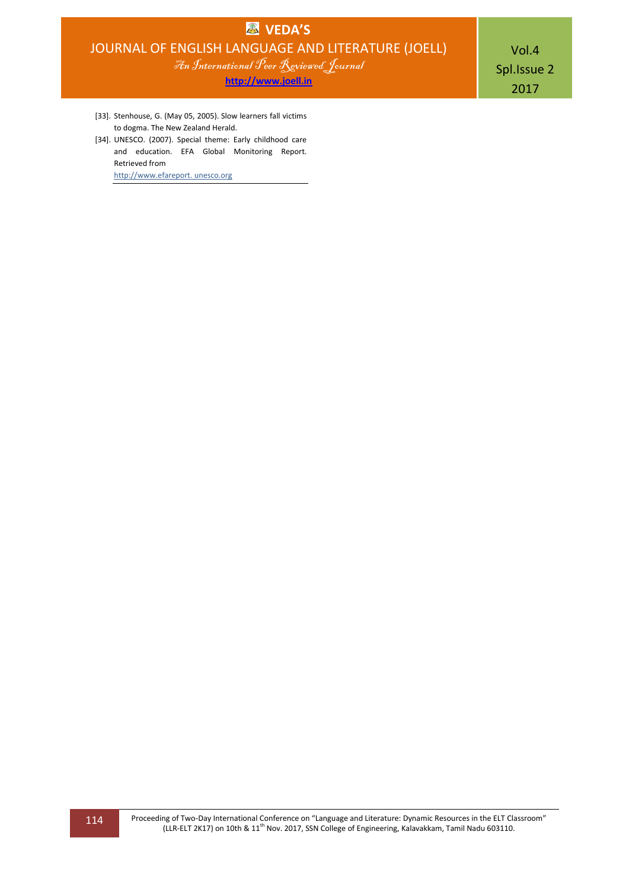[33]. Stenhouse, G. (May 05, 2005). Slow learners fall victims to dogma. The New Zealand Herald.

[34]. UNESCO. (2007). Special theme: Early childhood care and education. EFA Global Monitoring Report. Retrieved from http://www.efareport. unesco.org